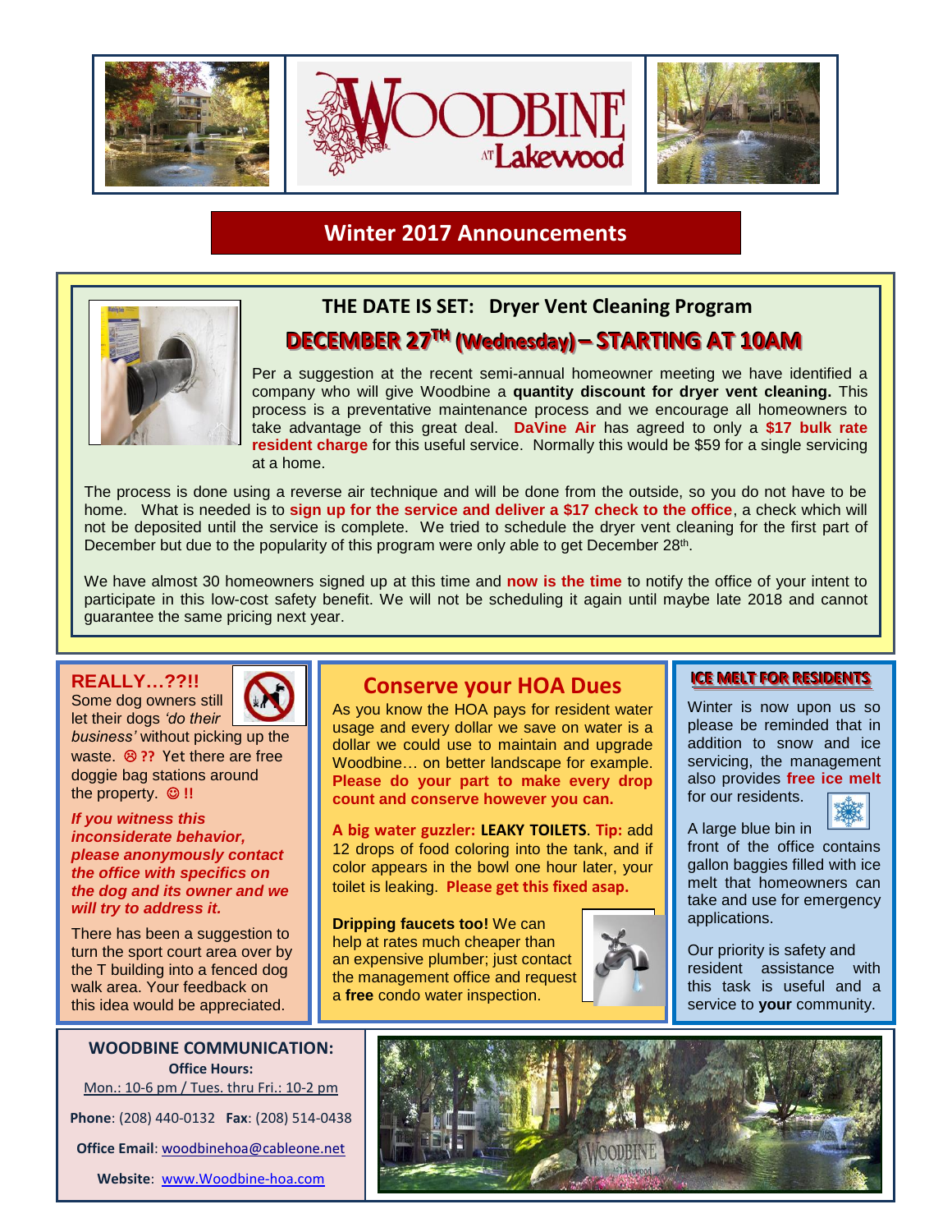# WOODBINE AT Lakewood

## Winter 2017 Announcements

### THE DATE IS SET: Dryer Vent Cleaning Program

**DECEMBER 27TH (Wednesday) – STARTING AT 10AM**

Per a suggestion at the recent semi-annual homeowner meeting we have identified a company who will give Woodbine a **quantity discount for dryer vent cleaning.** This process is a preventative maintenance process and we encourage all homeowners to take advantage of this great deal. **DaVine Air** has agreed to only a **$17 bulk rate resident charge** for this useful service. Normally this would be $59 for a single servicing at a home.

The process is done using a reverse air technique and will be done from the outside, so you do not have to be home. What is needed is to **sign up for the service and deliver a $17 check to the office**, a check which will not be deposited until the service is complete. We tried to schedule the dryer vent cleaning for the first part of December but due to the popularity of this program were only able to get December 28th.

We have almost 30 homeowners signed up at this time and **now is the time** to notify the office of your intent to participate in this low-cost safety benefit. We will not be scheduling it again until maybe late 2018 and cannot guarantee the same pricing next year.

### REALLY…??!!

Some dog owners still let their dogs *'do their business'* without picking up the waste. ☹ **??** Yet there are free doggie bag stations around the property. ☺ **!!**

***If you witness this inconsiderate behavior, please anonymously contact the office with specifics on the dog and its owner and we will try to address it.***

There has been a suggestion to turn the sport court area over by the T building into a fenced dog walk area. Your feedback on this idea would be appreciated.

### Conserve your HOA Dues

As you know the HOA pays for resident water usage and every dollar we save on water is a dollar we could use to maintain and upgrade Woodbine… on better landscape for example. **Please do your part to make every drop count and conserve however you can.**

**A big water guzzler: LEAKY TOILETS. Tip:** add 12 drops of food coloring into the tank, and if color appears in the bowl one hour later, your toilet is leaking. **Please get this fixed asap.**

**Dripping faucets too!** We can help at rates much cheaper than an expensive plumber; just contact the management office and request a **free** condo water inspection.

### ICE MELT FOR RESIDENTS

Winter is now upon us so please be reminded that in addition to snow and ice servicing, the management also provides **free ice melt** for our residents.

A large blue bin in front of the office contains gallon baggies filled with ice melt that homeowners can take and use for emergency applications.

Our priority is safety and resident assistance with this task is useful and a service to **your** community.

### WOODBINE COMMUNICATION:

**Office Hours:**

Mon.: 10-6 pm / Tues. thru Fri.: 10-2 pm

**Phone**: (208) 440-0132 **Fax**: (208) 514-0438

**Office Email**: woodbinehoa@cableone.net

**Website**: www.Woodbine-hoa.com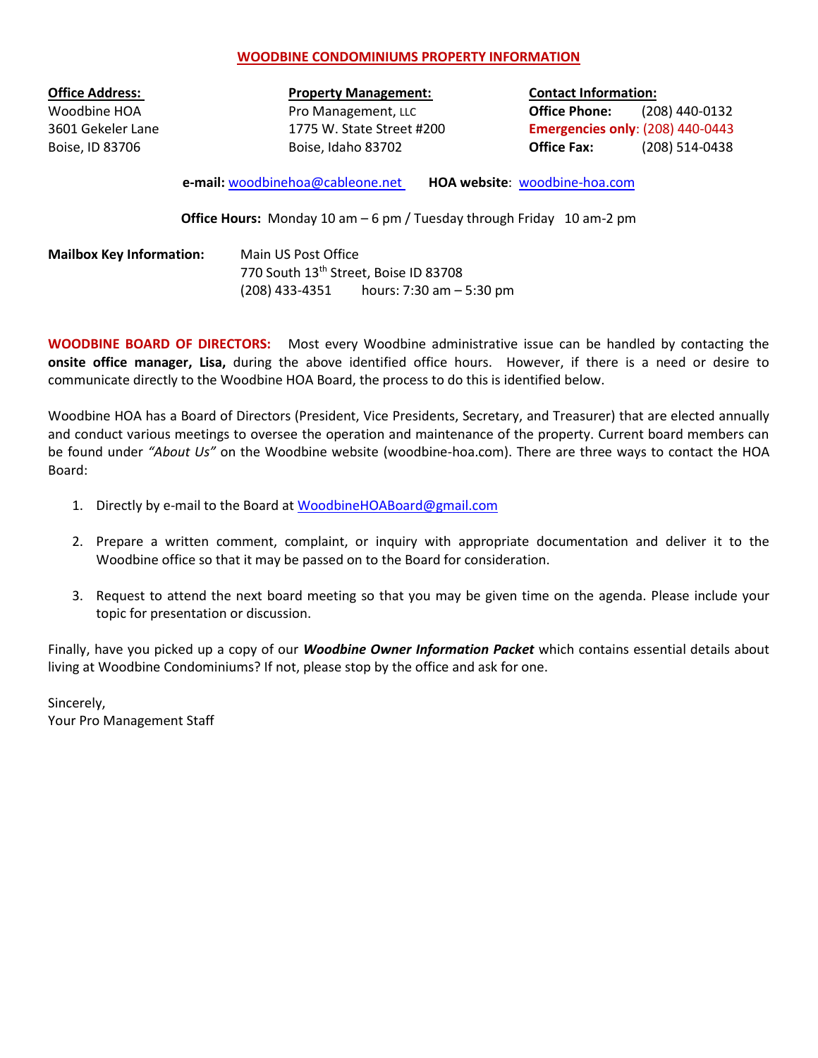# WOODBINE CONDOMINIUMS PROPERTY INFORMATION

| Office Address: | Property Management: | Contact Information: |
|---|---|---|
| Woodbine HOA | Pro Management, LLC | **Office Phone:** (208) 440-0132 |
| 3601 Gekeler Lane | 1775 W. State Street #200 | **Emergencies only**: (208) 440-0443 |
| Boise, ID 83706 | Boise, Idaho 83702 | **Office Fax:** (208) 514-0438 |

**e-mail:** woodbinehoa@cableone.net **HOA website**: woodbine-hoa.com

**Office Hours:** Monday 10 am – 6 pm / Tuesday through Friday 10 am-2 pm

**Mailbox Key Information:** Main US Post Office
770 South 13th Street, Boise ID 83708
(208) 433-4351 hours: 7:30 am – 5:30 pm

**WOODBINE BOARD OF DIRECTORS:** Most every Woodbine administrative issue can be handled by contacting the **onsite office manager, Lisa,** during the above identified office hours. However, if there is a need or desire to communicate directly to the Woodbine HOA Board, the process to do this is identified below.

Woodbine HOA has a Board of Directors (President, Vice Presidents, Secretary, and Treasurer) that are elected annually and conduct various meetings to oversee the operation and maintenance of the property. Current board members can be found under *"About Us"* on the Woodbine website (woodbine-hoa.com). There are three ways to contact the HOA Board:

1. Directly by e-mail to the Board at WoodbineHOABoard@gmail.com
2. Prepare a written comment, complaint, or inquiry with appropriate documentation and deliver it to the Woodbine office so that it may be passed on to the Board for consideration.
3. Request to attend the next board meeting so that you may be given time on the agenda. Please include your topic for presentation or discussion.

Finally, have you picked up a copy of our ***Woodbine Owner Information Packet*** which contains essential details about living at Woodbine Condominiums? If not, please stop by the office and ask for one.

Sincerely,
Your Pro Management Staff